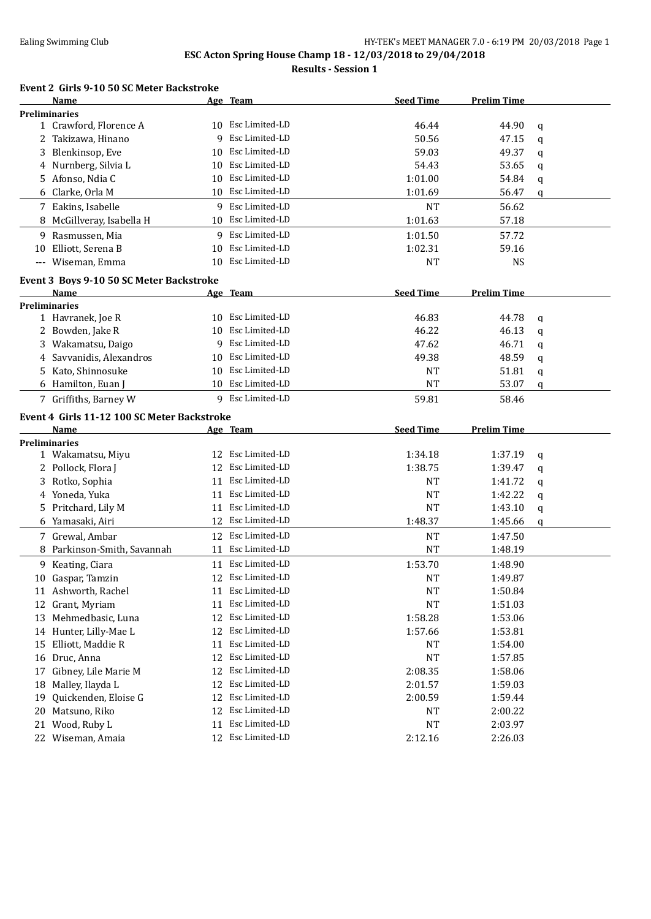## ESC Acton Spring House Champ 18 - 12/03/2018 to 29/04/2018

### Results - Session 1

#### Event 2 Girls 9-10 50 SC Meter Backstroke

| | Name | Age | Team | Seed Time | Prelim Time | |
|---|---|---|---|---|---|---|
| **Preliminaries** | | | | | | |
| 1 | Crawford, Florence A | 10 | Esc Limited-LD | 46.44 | 44.90 | q |
| 2 | Takizawa, Hinano | 9 | Esc Limited-LD | 50.56 | 47.15 | q |
| 3 | Blenkinsop, Eve | 10 | Esc Limited-LD | 59.03 | 49.37 | q |
| 4 | Nurnberg, Silvia L | 10 | Esc Limited-LD | 54.43 | 53.65 | q |
| 5 | Afonso, Ndia C | 10 | Esc Limited-LD | 1:01.00 | 54.84 | q |
| 6 | Clarke, Orla M | 10 | Esc Limited-LD | 1:01.69 | 56.47 | q |
| 7 | Eakins, Isabelle | 9 | Esc Limited-LD | NT | 56.62 | |
| 8 | McGillveray, Isabella H | 10 | Esc Limited-LD | 1:01.63 | 57.18 | |
| 9 | Rasmussen, Mia | 9 | Esc Limited-LD | 1:01.50 | 57.72 | |
| 10 | Elliott, Serena B | 10 | Esc Limited-LD | 1:02.31 | 59.16 | |
| --- | Wiseman, Emma | 10 | Esc Limited-LD | NT | NS | |

#### Event 3 Boys 9-10 50 SC Meter Backstroke

| | Name | Age | Team | Seed Time | Prelim Time | |
|---|---|---|---|---|---|---|
| **Preliminaries** | | | | | | |
| 1 | Havranek, Joe R | 10 | Esc Limited-LD | 46.83 | 44.78 | q |
| 2 | Bowden, Jake R | 10 | Esc Limited-LD | 46.22 | 46.13 | q |
| 3 | Wakamatsu, Daigo | 9 | Esc Limited-LD | 47.62 | 46.71 | q |
| 4 | Savvanidis, Alexandros | 10 | Esc Limited-LD | 49.38 | 48.59 | q |
| 5 | Kato, Shinnosuke | 10 | Esc Limited-LD | NT | 51.81 | q |
| 6 | Hamilton, Euan J | 10 | Esc Limited-LD | NT | 53.07 | q |
| 7 | Griffiths, Barney W | 9 | Esc Limited-LD | 59.81 | 58.46 | |

#### Event 4 Girls 11-12 100 SC Meter Backstroke

| | Name | Age | Team | Seed Time | Prelim Time | |
|---|---|---|---|---|---|---|
| **Preliminaries** | | | | | | |
| 1 | Wakamatsu, Miyu | 12 | Esc Limited-LD | 1:34.18 | 1:37.19 | q |
| 2 | Pollock, Flora J | 12 | Esc Limited-LD | 1:38.75 | 1:39.47 | q |
| 3 | Rotko, Sophia | 11 | Esc Limited-LD | NT | 1:41.72 | q |
| 4 | Yoneda, Yuka | 11 | Esc Limited-LD | NT | 1:42.22 | q |
| 5 | Pritchard, Lily M | 11 | Esc Limited-LD | NT | 1:43.10 | q |
| 6 | Yamasaki, Airi | 12 | Esc Limited-LD | 1:48.37 | 1:45.66 | q |
| 7 | Grewal, Ambar | 12 | Esc Limited-LD | NT | 1:47.50 | |
| 8 | Parkinson-Smith, Savannah | 11 | Esc Limited-LD | NT | 1:48.19 | |
| 9 | Keating, Ciara | 11 | Esc Limited-LD | 1:53.70 | 1:48.90 | |
| 10 | Gaspar, Tamzin | 12 | Esc Limited-LD | NT | 1:49.87 | |
| 11 | Ashworth, Rachel | 11 | Esc Limited-LD | NT | 1:50.84 | |
| 12 | Grant, Myriam | 11 | Esc Limited-LD | NT | 1:51.03 | |
| 13 | Mehmedbasic, Luna | 12 | Esc Limited-LD | 1:58.28 | 1:53.06 | |
| 14 | Hunter, Lilly-Mae L | 12 | Esc Limited-LD | 1:57.66 | 1:53.81 | |
| 15 | Elliott, Maddie R | 11 | Esc Limited-LD | NT | 1:54.00 | |
| 16 | Druc, Anna | 12 | Esc Limited-LD | NT | 1:57.85 | |
| 17 | Gibney, Lile Marie M | 12 | Esc Limited-LD | 2:08.35 | 1:58.06 | |
| 18 | Malley, Ilayda L | 12 | Esc Limited-LD | 2:01.57 | 1:59.03 | |
| 19 | Quickenden, Eloise G | 12 | Esc Limited-LD | 2:00.59 | 1:59.44 | |
| 20 | Matsuno, Riko | 12 | Esc Limited-LD | NT | 2:00.22 | |
| 21 | Wood, Ruby L | 11 | Esc Limited-LD | NT | 2:03.97 | |
| 22 | Wiseman, Amaia | 12 | Esc Limited-LD | 2:12.16 | 2:26.03 | |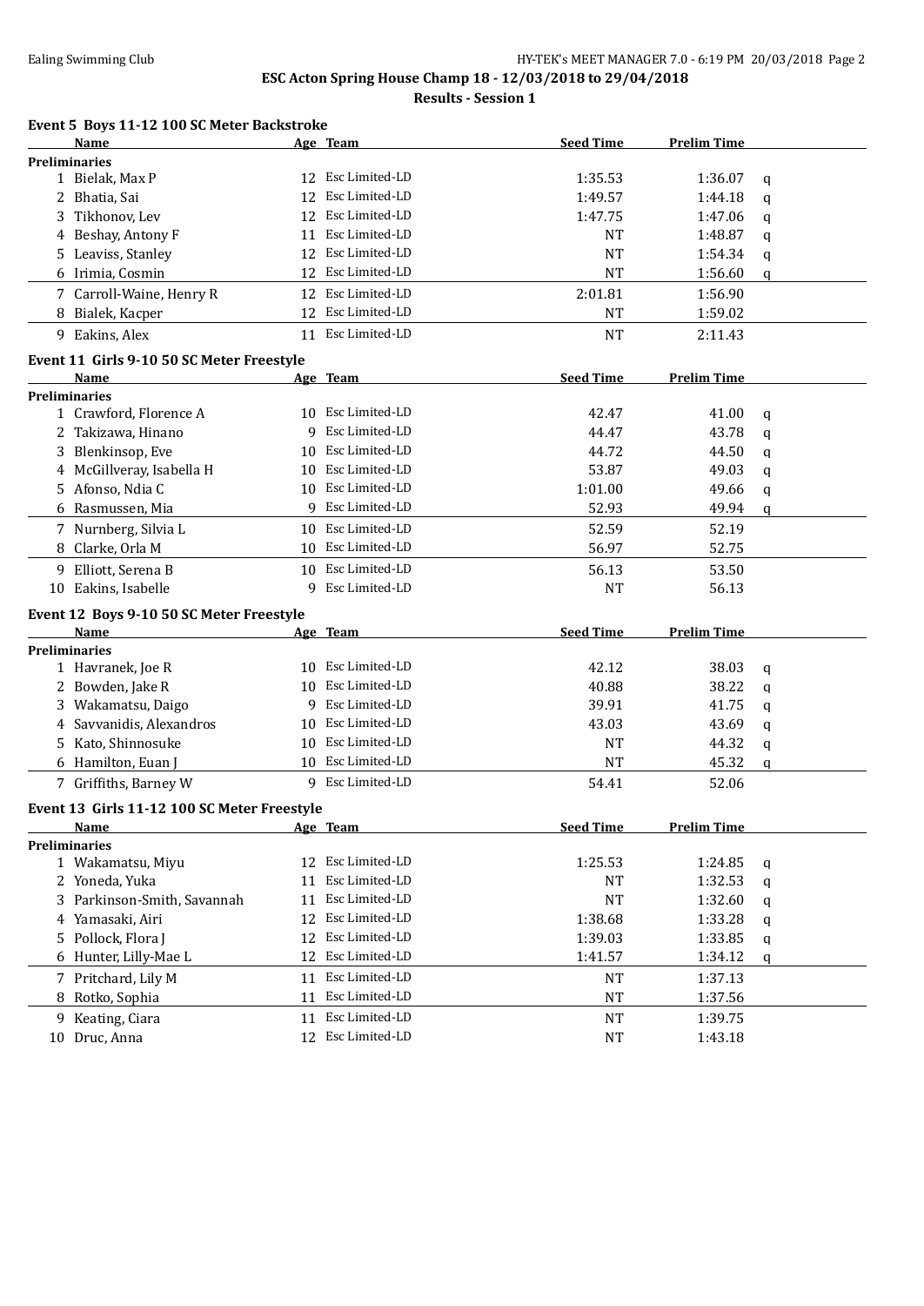**ESC Acton Spring House Champ 18 - 12/03/2018 to 29/04/2018**

**Results - Session 1**

### Event 5 Boys 11-12 100 SC Meter Backstroke

| | Name | Age | Team | Seed Time | Prelim Time | |
|---|---|---|---|---|---|---|
| **Preliminaries** | | | | | | |
| 1 | Bielak, Max P | 12 | Esc Limited-LD | 1:35.53 | 1:36.07 | q |
| 2 | Bhatia, Sai | 12 | Esc Limited-LD | 1:49.57 | 1:44.18 | q |
| 3 | Tikhonov, Lev | 12 | Esc Limited-LD | 1:47.75 | 1:47.06 | q |
| 4 | Beshay, Antony F | 11 | Esc Limited-LD | NT | 1:48.87 | q |
| 5 | Leaviss, Stanley | 12 | Esc Limited-LD | NT | 1:54.34 | q |
| 6 | Irimia, Cosmin | 12 | Esc Limited-LD | NT | 1:56.60 | q |
| 7 | Carroll-Waine, Henry R | 12 | Esc Limited-LD | 2:01.81 | 1:56.90 | |
| 8 | Bialek, Kacper | 12 | Esc Limited-LD | NT | 1:59.02 | |
| 9 | Eakins, Alex | 11 | Esc Limited-LD | NT | 2:11.43 | |

### Event 11 Girls 9-10 50 SC Meter Freestyle

| | Name | Age | Team | Seed Time | Prelim Time | |
|---|---|---|---|---|---|---|
| **Preliminaries** | | | | | | |
| 1 | Crawford, Florence A | 10 | Esc Limited-LD | 42.47 | 41.00 | q |
| 2 | Takizawa, Hinano | 9 | Esc Limited-LD | 44.47 | 43.78 | q |
| 3 | Blenkinsop, Eve | 10 | Esc Limited-LD | 44.72 | 44.50 | q |
| 4 | McGillveray, Isabella H | 10 | Esc Limited-LD | 53.87 | 49.03 | q |
| 5 | Afonso, Ndia C | 10 | Esc Limited-LD | 1:01.00 | 49.66 | q |
| 6 | Rasmussen, Mia | 9 | Esc Limited-LD | 52.93 | 49.94 | q |
| 7 | Nurnberg, Silvia L | 10 | Esc Limited-LD | 52.59 | 52.19 | |
| 8 | Clarke, Orla M | 10 | Esc Limited-LD | 56.97 | 52.75 | |
| 9 | Elliott, Serena B | 10 | Esc Limited-LD | 56.13 | 53.50 | |
| 10 | Eakins, Isabelle | 9 | Esc Limited-LD | NT | 56.13 | |

### Event 12 Boys 9-10 50 SC Meter Freestyle

| | Name | Age | Team | Seed Time | Prelim Time | |
|---|---|---|---|---|---|---|
| **Preliminaries** | | | | | | |
| 1 | Havranek, Joe R | 10 | Esc Limited-LD | 42.12 | 38.03 | q |
| 2 | Bowden, Jake R | 10 | Esc Limited-LD | 40.88 | 38.22 | q |
| 3 | Wakamatsu, Daigo | 9 | Esc Limited-LD | 39.91 | 41.75 | q |
| 4 | Savvanidis, Alexandros | 10 | Esc Limited-LD | 43.03 | 43.69 | q |
| 5 | Kato, Shinnosuke | 10 | Esc Limited-LD | NT | 44.32 | q |
| 6 | Hamilton, Euan J | 10 | Esc Limited-LD | NT | 45.32 | q |
| 7 | Griffiths, Barney W | 9 | Esc Limited-LD | 54.41 | 52.06 | |

### Event 13 Girls 11-12 100 SC Meter Freestyle

| | Name | Age | Team | Seed Time | Prelim Time | |
|---|---|---|---|---|---|---|
| **Preliminaries** | | | | | | |
| 1 | Wakamatsu, Miyu | 12 | Esc Limited-LD | 1:25.53 | 1:24.85 | q |
| 2 | Yoneda, Yuka | 11 | Esc Limited-LD | NT | 1:32.53 | q |
| 3 | Parkinson-Smith, Savannah | 11 | Esc Limited-LD | NT | 1:32.60 | q |
| 4 | Yamasaki, Airi | 12 | Esc Limited-LD | 1:38.68 | 1:33.28 | q |
| 5 | Pollock, Flora J | 12 | Esc Limited-LD | 1:39.03 | 1:33.85 | q |
| 6 | Hunter, Lilly-Mae L | 12 | Esc Limited-LD | 1:41.57 | 1:34.12 | q |
| 7 | Pritchard, Lily M | 11 | Esc Limited-LD | NT | 1:37.13 | |
| 8 | Rotko, Sophia | 11 | Esc Limited-LD | NT | 1:37.56 | |
| 9 | Keating, Ciara | 11 | Esc Limited-LD | NT | 1:39.75 | |
| 10 | Druc, Anna | 12 | Esc Limited-LD | NT | 1:43.18 | |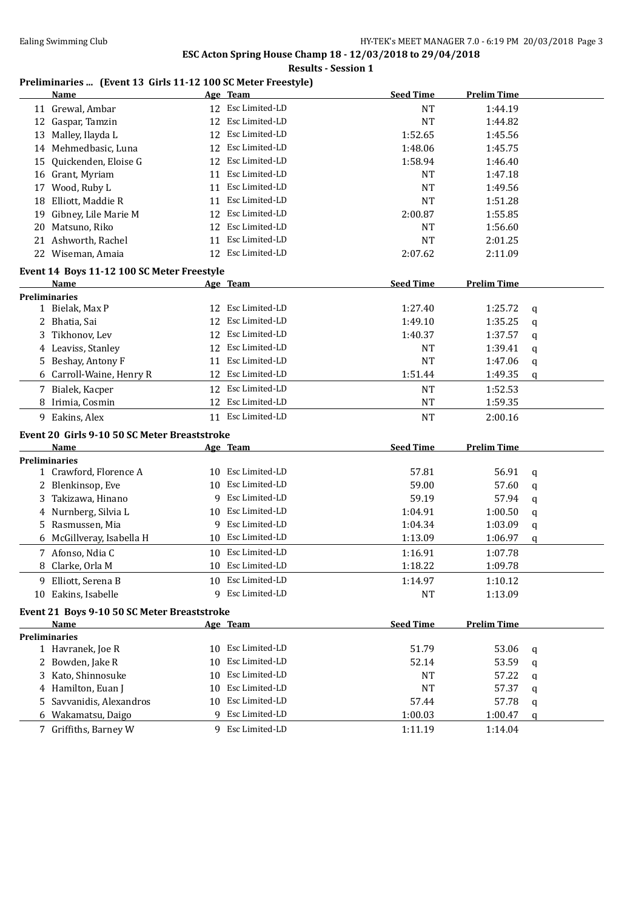**ESC Acton Spring House Champ 18 - 12/03/2018 to 29/04/2018**

**Results - Session 1**

### Preliminaries ... (Event 13 Girls 11-12 100 SC Meter Freestyle)

| | Name | Age | Team | Seed Time | Prelim Time | |
|---|---|---|---|---|---|---|
| 11 | Grewal, Ambar | 12 | Esc Limited-LD | NT | 1:44.19 | |
| 12 | Gaspar, Tamzin | 12 | Esc Limited-LD | NT | 1:44.82 | |
| 13 | Malley, Ilayda L | 12 | Esc Limited-LD | 1:52.65 | 1:45.56 | |
| 14 | Mehmedbasic, Luna | 12 | Esc Limited-LD | 1:48.06 | 1:45.75 | |
| 15 | Quickenden, Eloise G | 12 | Esc Limited-LD | 1:58.94 | 1:46.40 | |
| 16 | Grant, Myriam | 11 | Esc Limited-LD | NT | 1:47.18 | |
| 17 | Wood, Ruby L | 11 | Esc Limited-LD | NT | 1:49.56 | |
| 18 | Elliott, Maddie R | 11 | Esc Limited-LD | NT | 1:51.28 | |
| 19 | Gibney, Lile Marie M | 12 | Esc Limited-LD | 2:00.87 | 1:55.85 | |
| 20 | Matsuno, Riko | 12 | Esc Limited-LD | NT | 1:56.60 | |
| 21 | Ashworth, Rachel | 11 | Esc Limited-LD | NT | 2:01.25 | |
| 22 | Wiseman, Amaia | 12 | Esc Limited-LD | 2:07.62 | 2:11.09 | |

### Event 14 Boys 11-12 100 SC Meter Freestyle

| | Name | Age | Team | Seed Time | Prelim Time | |
|---|---|---|---|---|---|---|
| **Preliminaries** | | | | | | |
| 1 | Bielak, Max P | 12 | Esc Limited-LD | 1:27.40 | 1:25.72 | q |
| 2 | Bhatia, Sai | 12 | Esc Limited-LD | 1:49.10 | 1:35.25 | q |
| 3 | Tikhonov, Lev | 12 | Esc Limited-LD | 1:40.37 | 1:37.57 | q |
| 4 | Leaviss, Stanley | 12 | Esc Limited-LD | NT | 1:39.41 | q |
| 5 | Beshay, Antony F | 11 | Esc Limited-LD | NT | 1:47.06 | q |
| 6 | Carroll-Waine, Henry R | 12 | Esc Limited-LD | 1:51.44 | 1:49.35 | q |
| 7 | Bialek, Kacper | 12 | Esc Limited-LD | NT | 1:52.53 | |
| 8 | Irimia, Cosmin | 12 | Esc Limited-LD | NT | 1:59.35 | |
| 9 | Eakins, Alex | 11 | Esc Limited-LD | NT | 2:00.16 | |

### Event 20 Girls 9-10 50 SC Meter Breaststroke

| | Name | Age | Team | Seed Time | Prelim Time | |
|---|---|---|---|---|---|---|
| **Preliminaries** | | | | | | |
| 1 | Crawford, Florence A | 10 | Esc Limited-LD | 57.81 | 56.91 | q |
| 2 | Blenkinsop, Eve | 10 | Esc Limited-LD | 59.00 | 57.60 | q |
| 3 | Takizawa, Hinano | 9 | Esc Limited-LD | 59.19 | 57.94 | q |
| 4 | Nurnberg, Silvia L | 10 | Esc Limited-LD | 1:04.91 | 1:00.50 | q |
| 5 | Rasmussen, Mia | 9 | Esc Limited-LD | 1:04.34 | 1:03.09 | q |
| 6 | McGillveray, Isabella H | 10 | Esc Limited-LD | 1:13.09 | 1:06.97 | q |
| 7 | Afonso, Ndia C | 10 | Esc Limited-LD | 1:16.91 | 1:07.78 | |
| 8 | Clarke, Orla M | 10 | Esc Limited-LD | 1:18.22 | 1:09.78 | |
| 9 | Elliott, Serena B | 10 | Esc Limited-LD | 1:14.97 | 1:10.12 | |
| 10 | Eakins, Isabelle | 9 | Esc Limited-LD | NT | 1:13.09 | |

### Event 21 Boys 9-10 50 SC Meter Breaststroke

| | Name | Age | Team | Seed Time | Prelim Time | |
|---|---|---|---|---|---|---|
| **Preliminaries** | | | | | | |
| 1 | Havranek, Joe R | 10 | Esc Limited-LD | 51.79 | 53.06 | q |
| 2 | Bowden, Jake R | 10 | Esc Limited-LD | 52.14 | 53.59 | q |
| 3 | Kato, Shinnosuke | 10 | Esc Limited-LD | NT | 57.22 | q |
| 4 | Hamilton, Euan J | 10 | Esc Limited-LD | NT | 57.37 | q |
| 5 | Savvanidis, Alexandros | 10 | Esc Limited-LD | 57.44 | 57.78 | q |
| 6 | Wakamatsu, Daigo | 9 | Esc Limited-LD | 1:00.03 | 1:00.47 | q |
| 7 | Griffiths, Barney W | 9 | Esc Limited-LD | 1:11.19 | 1:14.04 | |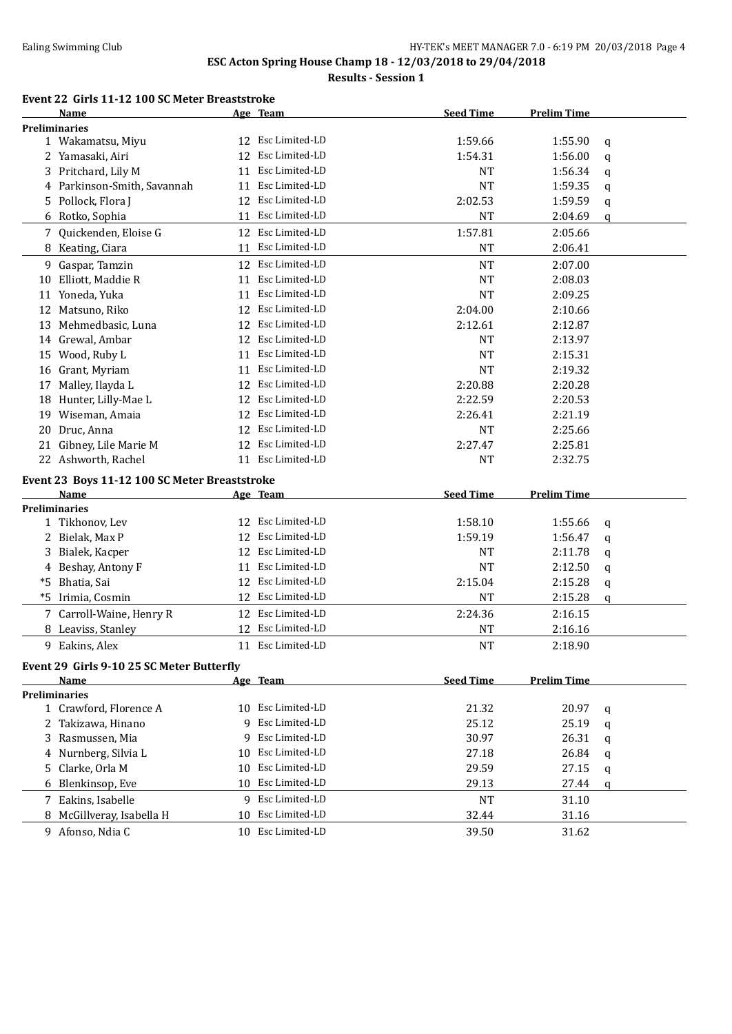## Event 22 Girls 11-12 100 SC Meter Breaststroke

| | Name | Age | Team | Seed Time | Prelim Time | |
|---|---|---|---|---|---|---|
| **Preliminaries** | | | | | | |
| 1 | Wakamatsu, Miyu | 12 | Esc Limited-LD | 1:59.66 | 1:55.90 | q |
| 2 | Yamasaki, Airi | 12 | Esc Limited-LD | 1:54.31 | 1:56.00 | q |
| 3 | Pritchard, Lily M | 11 | Esc Limited-LD | NT | 1:56.34 | q |
| 4 | Parkinson-Smith, Savannah | 11 | Esc Limited-LD | NT | 1:59.35 | q |
| 5 | Pollock, Flora J | 12 | Esc Limited-LD | 2:02.53 | 1:59.59 | q |
| 6 | Rotko, Sophia | 11 | Esc Limited-LD | NT | 2:04.69 | q |
| 7 | Quickenden, Eloise G | 12 | Esc Limited-LD | 1:57.81 | 2:05.66 | |
| 8 | Keating, Ciara | 11 | Esc Limited-LD | NT | 2:06.41 | |
| 9 | Gaspar, Tamzin | 12 | Esc Limited-LD | NT | 2:07.00 | |
| 10 | Elliott, Maddie R | 11 | Esc Limited-LD | NT | 2:08.03 | |
| 11 | Yoneda, Yuka | 11 | Esc Limited-LD | NT | 2:09.25 | |
| 12 | Matsuno, Riko | 12 | Esc Limited-LD | 2:04.00 | 2:10.66 | |
| 13 | Mehmedbasic, Luna | 12 | Esc Limited-LD | 2:12.61 | 2:12.87 | |
| 14 | Grewal, Ambar | 12 | Esc Limited-LD | NT | 2:13.97 | |
| 15 | Wood, Ruby L | 11 | Esc Limited-LD | NT | 2:15.31 | |
| 16 | Grant, Myriam | 11 | Esc Limited-LD | NT | 2:19.32 | |
| 17 | Malley, Ilayda L | 12 | Esc Limited-LD | 2:20.88 | 2:20.28 | |
| 18 | Hunter, Lilly-Mae L | 12 | Esc Limited-LD | 2:22.59 | 2:20.53 | |
| 19 | Wiseman, Amaia | 12 | Esc Limited-LD | 2:26.41 | 2:21.19 | |
| 20 | Druc, Anna | 12 | Esc Limited-LD | NT | 2:25.66 | |
| 21 | Gibney, Lile Marie M | 12 | Esc Limited-LD | 2:27.47 | 2:25.81 | |
| 22 | Ashworth, Rachel | 11 | Esc Limited-LD | NT | 2:32.75 | |

## Event 23 Boys 11-12 100 SC Meter Breaststroke

| | Name | Age | Team | Seed Time | Prelim Time | |
|---|---|---|---|---|---|---|
| **Preliminaries** | | | | | | |
| 1 | Tikhonov, Lev | 12 | Esc Limited-LD | 1:58.10 | 1:55.66 | q |
| 2 | Bielak, Max P | 12 | Esc Limited-LD | 1:59.19 | 1:56.47 | q |
| 3 | Bialek, Kacper | 12 | Esc Limited-LD | NT | 2:11.78 | q |
| 4 | Beshay, Antony F | 11 | Esc Limited-LD | NT | 2:12.50 | q |
| *5 | Bhatia, Sai | 12 | Esc Limited-LD | 2:15.04 | 2:15.28 | q |
| *5 | Irimia, Cosmin | 12 | Esc Limited-LD | NT | 2:15.28 | q |
| 7 | Carroll-Waine, Henry R | 12 | Esc Limited-LD | 2:24.36 | 2:16.15 | |
| 8 | Leaviss, Stanley | 12 | Esc Limited-LD | NT | 2:16.16 | |
| 9 | Eakins, Alex | 11 | Esc Limited-LD | NT | 2:18.90 | |

## Event 29 Girls 9-10 25 SC Meter Butterfly

| | Name | Age | Team | Seed Time | Prelim Time | |
|---|---|---|---|---|---|---|
| **Preliminaries** | | | | | | |
| 1 | Crawford, Florence A | 10 | Esc Limited-LD | 21.32 | 20.97 | q |
| 2 | Takizawa, Hinano | 9 | Esc Limited-LD | 25.12 | 25.19 | q |
| 3 | Rasmussen, Mia | 9 | Esc Limited-LD | 30.97 | 26.31 | q |
| 4 | Nurnberg, Silvia L | 10 | Esc Limited-LD | 27.18 | 26.84 | q |
| 5 | Clarke, Orla M | 10 | Esc Limited-LD | 29.59 | 27.15 | q |
| 6 | Blenkinsop, Eve | 10 | Esc Limited-LD | 29.13 | 27.44 | q |
| 7 | Eakins, Isabelle | 9 | Esc Limited-LD | NT | 31.10 | |
| 8 | McGillveray, Isabella H | 10 | Esc Limited-LD | 32.44 | 31.16 | |
| 9 | Afonso, Ndia C | 10 | Esc Limited-LD | 39.50 | 31.62 | |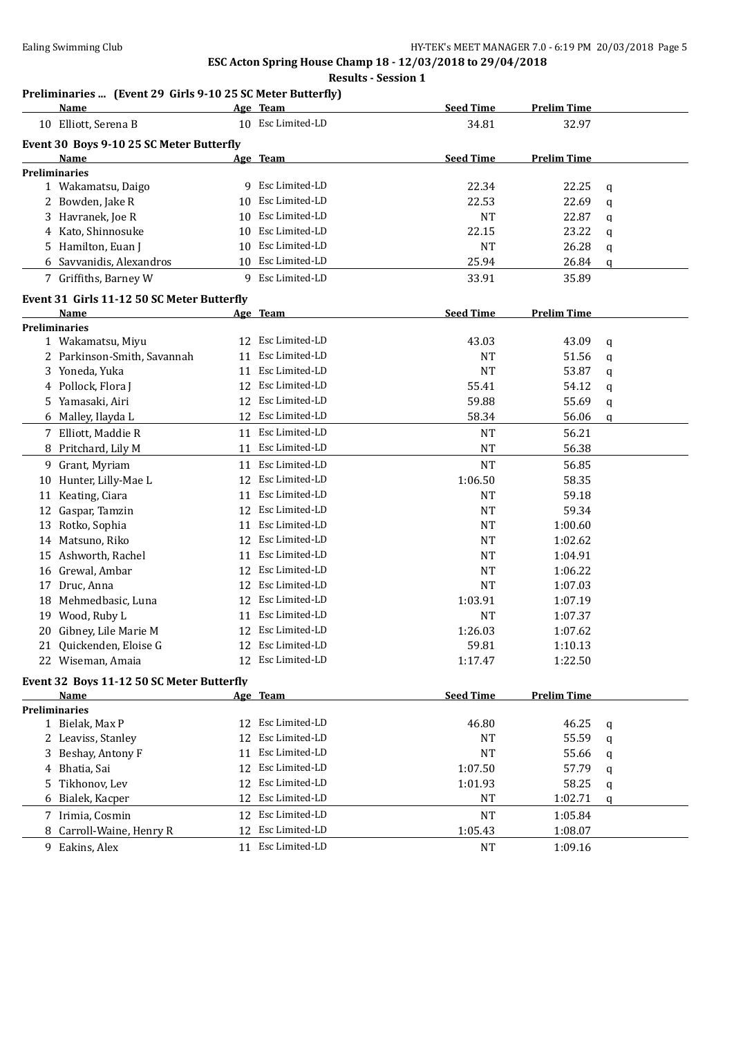ESC Acton Spring House Champ 18 - 12/03/2018 to 29/04/2018

Results - Session 1

### Preliminaries ... (Event 29 Girls 9-10 25 SC Meter Butterfly)

| | Name | Age | Team | Seed Time | Prelim Time | |
|---|---|---|---|---|---|---|
| 10 | Elliott, Serena B | 10 | Esc Limited-LD | 34.81 | 32.97 | |

### Event 30 Boys 9-10 25 SC Meter Butterfly

| | Name | Age | Team | Seed Time | Prelim Time | |
|---|---|---|---|---|---|---|
| **Preliminaries** | | | | | | |
| 1 | Wakamatsu, Daigo | 9 | Esc Limited-LD | 22.34 | 22.25 | q |
| 2 | Bowden, Jake R | 10 | Esc Limited-LD | 22.53 | 22.69 | q |
| 3 | Havranek, Joe R | 10 | Esc Limited-LD | NT | 22.87 | q |
| 4 | Kato, Shinnosuke | 10 | Esc Limited-LD | 22.15 | 23.22 | q |
| 5 | Hamilton, Euan J | 10 | Esc Limited-LD | NT | 26.28 | q |
| 6 | Savvanidis, Alexandros | 10 | Esc Limited-LD | 25.94 | 26.84 | q |
| 7 | Griffiths, Barney W | 9 | Esc Limited-LD | 33.91 | 35.89 | |

### Event 31 Girls 11-12 50 SC Meter Butterfly

| | Name | Age | Team | Seed Time | Prelim Time | |
|---|---|---|---|---|---|---|
| **Preliminaries** | | | | | | |
| 1 | Wakamatsu, Miyu | 12 | Esc Limited-LD | 43.03 | 43.09 | q |
| 2 | Parkinson-Smith, Savannah | 11 | Esc Limited-LD | NT | 51.56 | q |
| 3 | Yoneda, Yuka | 11 | Esc Limited-LD | NT | 53.87 | q |
| 4 | Pollock, Flora J | 12 | Esc Limited-LD | 55.41 | 54.12 | q |
| 5 | Yamasaki, Airi | 12 | Esc Limited-LD | 59.88 | 55.69 | q |
| 6 | Malley, Ilayda L | 12 | Esc Limited-LD | 58.34 | 56.06 | q |
| 7 | Elliott, Maddie R | 11 | Esc Limited-LD | NT | 56.21 | |
| 8 | Pritchard, Lily M | 11 | Esc Limited-LD | NT | 56.38 | |
| 9 | Grant, Myriam | 11 | Esc Limited-LD | NT | 56.85 | |
| 10 | Hunter, Lilly-Mae L | 12 | Esc Limited-LD | 1:06.50 | 58.35 | |
| 11 | Keating, Ciara | 11 | Esc Limited-LD | NT | 59.18 | |
| 12 | Gaspar, Tamzin | 12 | Esc Limited-LD | NT | 59.34 | |
| 13 | Rotko, Sophia | 11 | Esc Limited-LD | NT | 1:00.60 | |
| 14 | Matsuno, Riko | 12 | Esc Limited-LD | NT | 1:02.62 | |
| 15 | Ashworth, Rachel | 11 | Esc Limited-LD | NT | 1:04.91 | |
| 16 | Grewal, Ambar | 12 | Esc Limited-LD | NT | 1:06.22 | |
| 17 | Druc, Anna | 12 | Esc Limited-LD | NT | 1:07.03 | |
| 18 | Mehmedbasic, Luna | 12 | Esc Limited-LD | 1:03.91 | 1:07.19 | |
| 19 | Wood, Ruby L | 11 | Esc Limited-LD | NT | 1:07.37 | |
| 20 | Gibney, Lile Marie M | 12 | Esc Limited-LD | 1:26.03 | 1:07.62 | |
| 21 | Quickenden, Eloise G | 12 | Esc Limited-LD | 59.81 | 1:10.13 | |
| 22 | Wiseman, Amaia | 12 | Esc Limited-LD | 1:17.47 | 1:22.50 | |

### Event 32 Boys 11-12 50 SC Meter Butterfly

| | Name | Age | Team | Seed Time | Prelim Time | |
|---|---|---|---|---|---|---|
| **Preliminaries** | | | | | | |
| 1 | Bielak, Max P | 12 | Esc Limited-LD | 46.80 | 46.25 | q |
| 2 | Leaviss, Stanley | 12 | Esc Limited-LD | NT | 55.59 | q |
| 3 | Beshay, Antony F | 11 | Esc Limited-LD | NT | 55.66 | q |
| 4 | Bhatia, Sai | 12 | Esc Limited-LD | 1:07.50 | 57.79 | q |
| 5 | Tikhonov, Lev | 12 | Esc Limited-LD | 1:01.93 | 58.25 | q |
| 6 | Bialek, Kacper | 12 | Esc Limited-LD | NT | 1:02.71 | q |
| 7 | Irimia, Cosmin | 12 | Esc Limited-LD | NT | 1:05.84 | |
| 8 | Carroll-Waine, Henry R | 12 | Esc Limited-LD | 1:05.43 | 1:08.07 | |
| 9 | Eakins, Alex | 11 | Esc Limited-LD | NT | 1:09.16 | |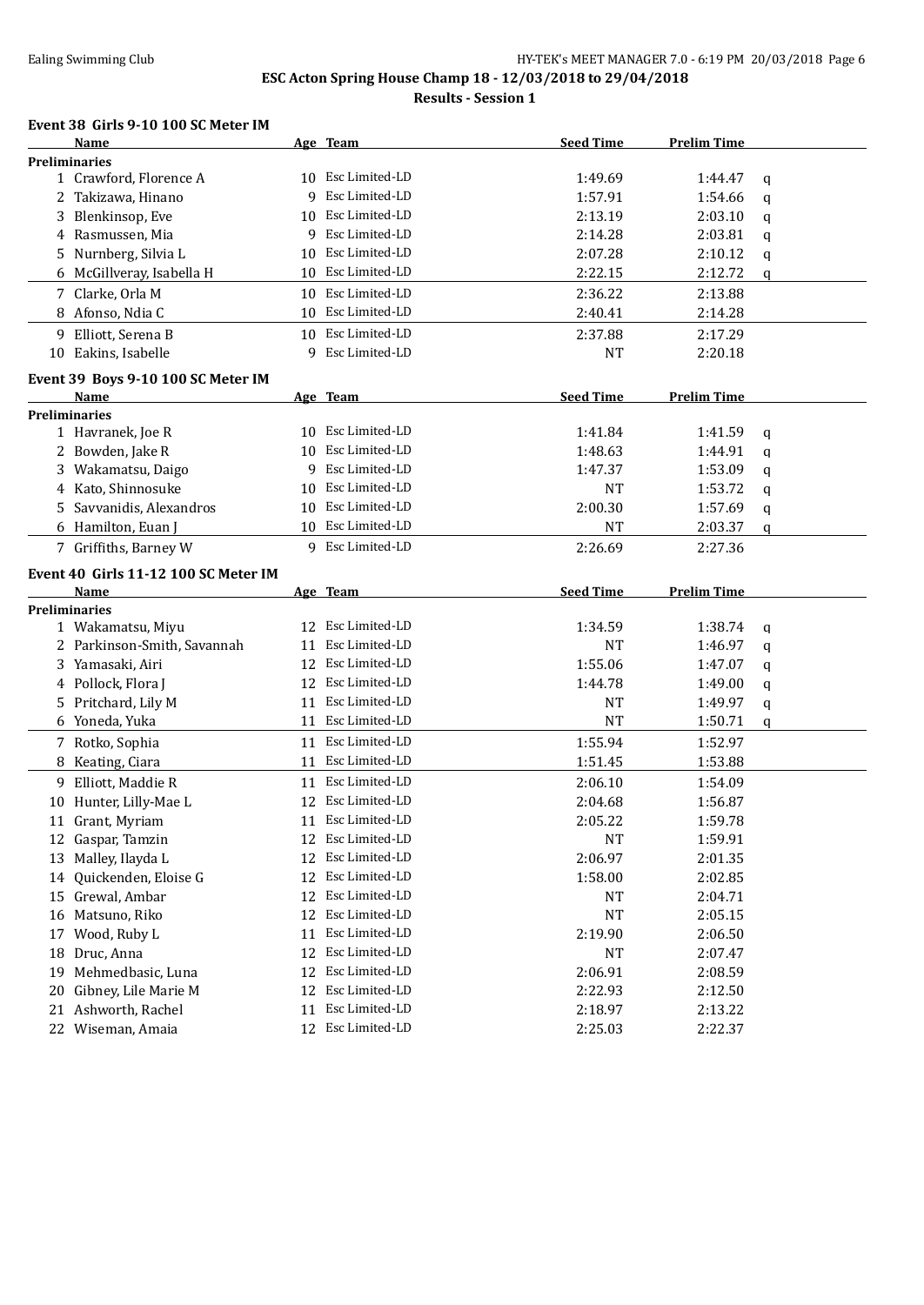Ealing Swimming Club

**ESC Acton Spring House Champ 18 - 12/03/2018 to 29/04/2018**

**Results - Session 1**

### Event 38 Girls 9-10 100 SC Meter IM

| | Name | Age | Team | Seed Time | Prelim Time | |
|---|---|---|---|---|---|---|
| **Preliminaries** | | | | | | |
| 1 | Crawford, Florence A | 10 | Esc Limited-LD | 1:49.69 | 1:44.47 | q |
| 2 | Takizawa, Hinano | 9 | Esc Limited-LD | 1:57.91 | 1:54.66 | q |
| 3 | Blenkinsop, Eve | 10 | Esc Limited-LD | 2:13.19 | 2:03.10 | q |
| 4 | Rasmussen, Mia | 9 | Esc Limited-LD | 2:14.28 | 2:03.81 | q |
| 5 | Nurnberg, Silvia L | 10 | Esc Limited-LD | 2:07.28 | 2:10.12 | q |
| 6 | McGillveray, Isabella H | 10 | Esc Limited-LD | 2:22.15 | 2:12.72 | q |
| 7 | Clarke, Orla M | 10 | Esc Limited-LD | 2:36.22 | 2:13.88 | |
| 8 | Afonso, Ndia C | 10 | Esc Limited-LD | 2:40.41 | 2:14.28 | |
| 9 | Elliott, Serena B | 10 | Esc Limited-LD | 2:37.88 | 2:17.29 | |
| 10 | Eakins, Isabelle | 9 | Esc Limited-LD | NT | 2:20.18 | |

### Event 39 Boys 9-10 100 SC Meter IM

| | Name | Age | Team | Seed Time | Prelim Time | |
|---|---|---|---|---|---|---|
| **Preliminaries** | | | | | | |
| 1 | Havranek, Joe R | 10 | Esc Limited-LD | 1:41.84 | 1:41.59 | q |
| 2 | Bowden, Jake R | 10 | Esc Limited-LD | 1:48.63 | 1:44.91 | q |
| 3 | Wakamatsu, Daigo | 9 | Esc Limited-LD | 1:47.37 | 1:53.09 | q |
| 4 | Kato, Shinnosuke | 10 | Esc Limited-LD | NT | 1:53.72 | q |
| 5 | Savvanidis, Alexandros | 10 | Esc Limited-LD | 2:00.30 | 1:57.69 | q |
| 6 | Hamilton, Euan J | 10 | Esc Limited-LD | NT | 2:03.37 | q |
| 7 | Griffiths, Barney W | 9 | Esc Limited-LD | 2:26.69 | 2:27.36 | |

### Event 40 Girls 11-12 100 SC Meter IM

| | Name | Age | Team | Seed Time | Prelim Time | |
|---|---|---|---|---|---|---|
| **Preliminaries** | | | | | | |
| 1 | Wakamatsu, Miyu | 12 | Esc Limited-LD | 1:34.59 | 1:38.74 | q |
| 2 | Parkinson-Smith, Savannah | 11 | Esc Limited-LD | NT | 1:46.97 | q |
| 3 | Yamasaki, Airi | 12 | Esc Limited-LD | 1:55.06 | 1:47.07 | q |
| 4 | Pollock, Flora J | 12 | Esc Limited-LD | 1:44.78 | 1:49.00 | q |
| 5 | Pritchard, Lily M | 11 | Esc Limited-LD | NT | 1:49.97 | q |
| 6 | Yoneda, Yuka | 11 | Esc Limited-LD | NT | 1:50.71 | q |
| 7 | Rotko, Sophia | 11 | Esc Limited-LD | 1:55.94 | 1:52.97 | |
| 8 | Keating, Ciara | 11 | Esc Limited-LD | 1:51.45 | 1:53.88 | |
| 9 | Elliott, Maddie R | 11 | Esc Limited-LD | 2:06.10 | 1:54.09 | |
| 10 | Hunter, Lilly-Mae L | 12 | Esc Limited-LD | 2:04.68 | 1:56.87 | |
| 11 | Grant, Myriam | 11 | Esc Limited-LD | 2:05.22 | 1:59.78 | |
| 12 | Gaspar, Tamzin | 12 | Esc Limited-LD | NT | 1:59.91 | |
| 13 | Malley, Ilayda L | 12 | Esc Limited-LD | 2:06.97 | 2:01.35 | |
| 14 | Quickenden, Eloise G | 12 | Esc Limited-LD | 1:58.00 | 2:02.85 | |
| 15 | Grewal, Ambar | 12 | Esc Limited-LD | NT | 2:04.71 | |
| 16 | Matsuno, Riko | 12 | Esc Limited-LD | NT | 2:05.15 | |
| 17 | Wood, Ruby L | 11 | Esc Limited-LD | 2:19.90 | 2:06.50 | |
| 18 | Druc, Anna | 12 | Esc Limited-LD | NT | 2:07.47 | |
| 19 | Mehmedbasic, Luna | 12 | Esc Limited-LD | 2:06.91 | 2:08.59 | |
| 20 | Gibney, Lile Marie M | 12 | Esc Limited-LD | 2:22.93 | 2:12.50 | |
| 21 | Ashworth, Rachel | 11 | Esc Limited-LD | 2:18.97 | 2:13.22 | |
| 22 | Wiseman, Amaia | 12 | Esc Limited-LD | 2:25.03 | 2:22.37 | |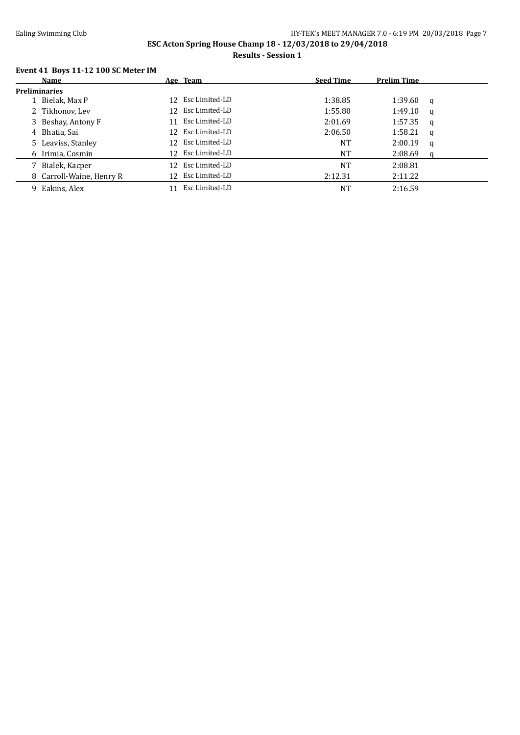## ESC Acton Spring House Champ 18 - 12/03/2018 to 29/04/2018

### Results - Session 1

**Event 41 Boys 11-12 100 SC Meter IM**

| | Name | Age | Team | Seed Time | Prelim Time | |
|---|---|---|---|---|---|---|
| **Preliminaries** | | | | | | |
| 1 | Bielak, Max P | 12 | Esc Limited-LD | 1:38.85 | 1:39.60 | q |
| 2 | Tikhonov, Lev | 12 | Esc Limited-LD | 1:55.80 | 1:49.10 | q |
| 3 | Beshay, Antony F | 11 | Esc Limited-LD | 2:01.69 | 1:57.35 | q |
| 4 | Bhatia, Sai | 12 | Esc Limited-LD | 2:06.50 | 1:58.21 | q |
| 5 | Leaviss, Stanley | 12 | Esc Limited-LD | NT | 2:00.19 | q |
| 6 | Irimia, Cosmin | 12 | Esc Limited-LD | NT | 2:08.69 | q |
| 7 | Bialek, Kacper | 12 | Esc Limited-LD | NT | 2:08.81 | |
| 8 | Carroll-Waine, Henry R | 12 | Esc Limited-LD | 2:12.31 | 2:11.22 | |
| 9 | Eakins, Alex | 11 | Esc Limited-LD | NT | 2:16.59 | |